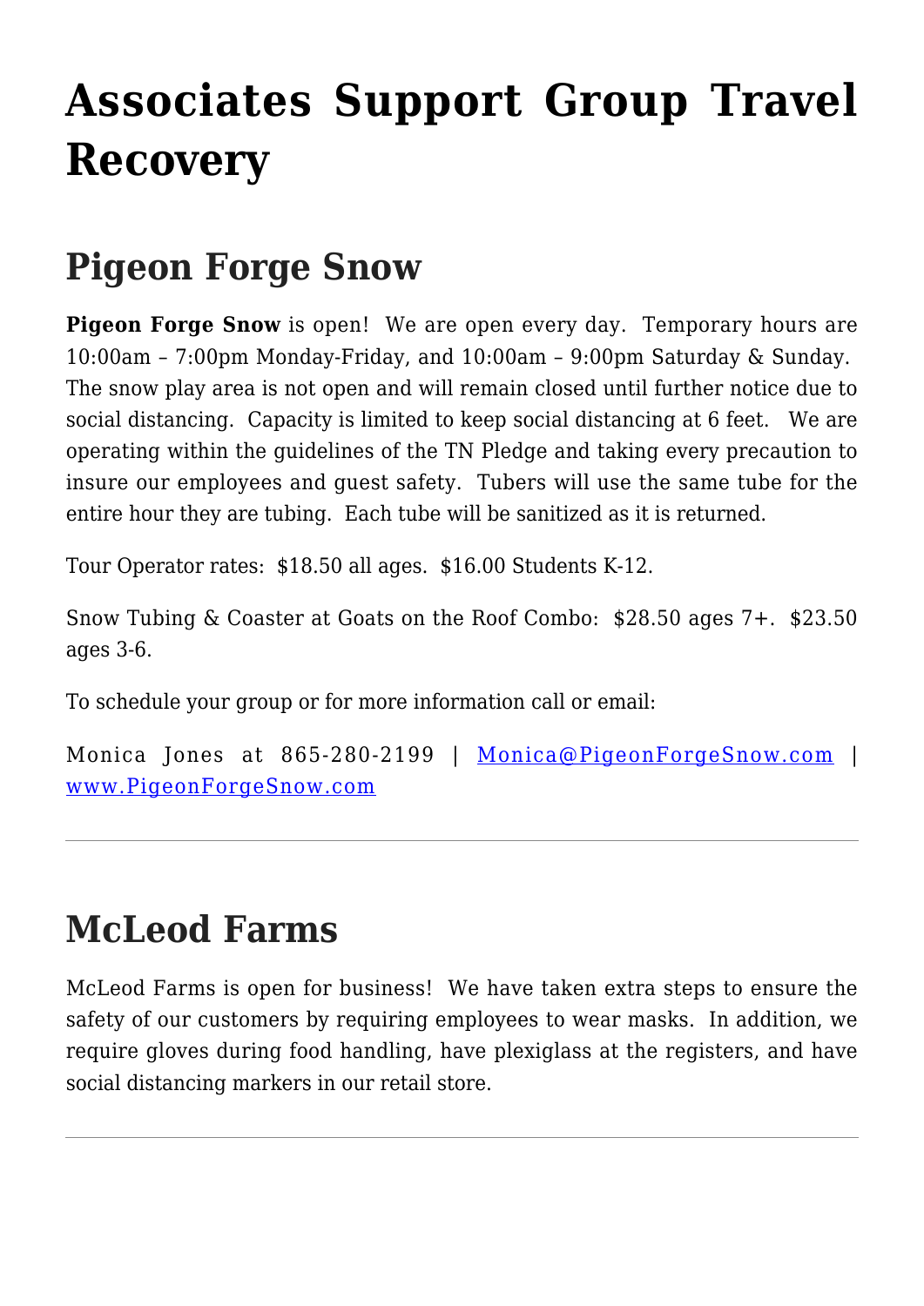# Associates Support Group Travel Recovery

## Pigeon Forge Snow

**Pigeon Forge Snow** is open! We are open every day. Temporary hours are 10:00am – 7:00pm Monday-Friday, and 10:00am – 9:00pm Saturday & Sunday. The snow play area is not open and will remain closed until further notice due to social distancing. Capacity is limited to keep social distancing at 6 feet. We are operating within the guidelines of the TN Pledge and taking every precaution to insure our employees and guest safety. Tubers will use the same tube for the entire hour they are tubing. Each tube will be sanitized as it is returned.

Tour Operator rates: $18.50 all ages. $16.00 Students K-12.

Snow Tubing & Coaster at Goats on the Roof Combo: $28.50 ages 7+. $23.50 ages 3-6.

To schedule your group or for more information call or email:

Monica Jones at 865-280-2199 | Monica@PigeonForgeSnow.com | www.PigeonForgeSnow.com

---

## McLeod Farms

McLeod Farms is open for business! We have taken extra steps to ensure the safety of our customers by requiring employees to wear masks. In addition, we require gloves during food handling, have plexiglass at the registers, and have social distancing markers in our retail store.

---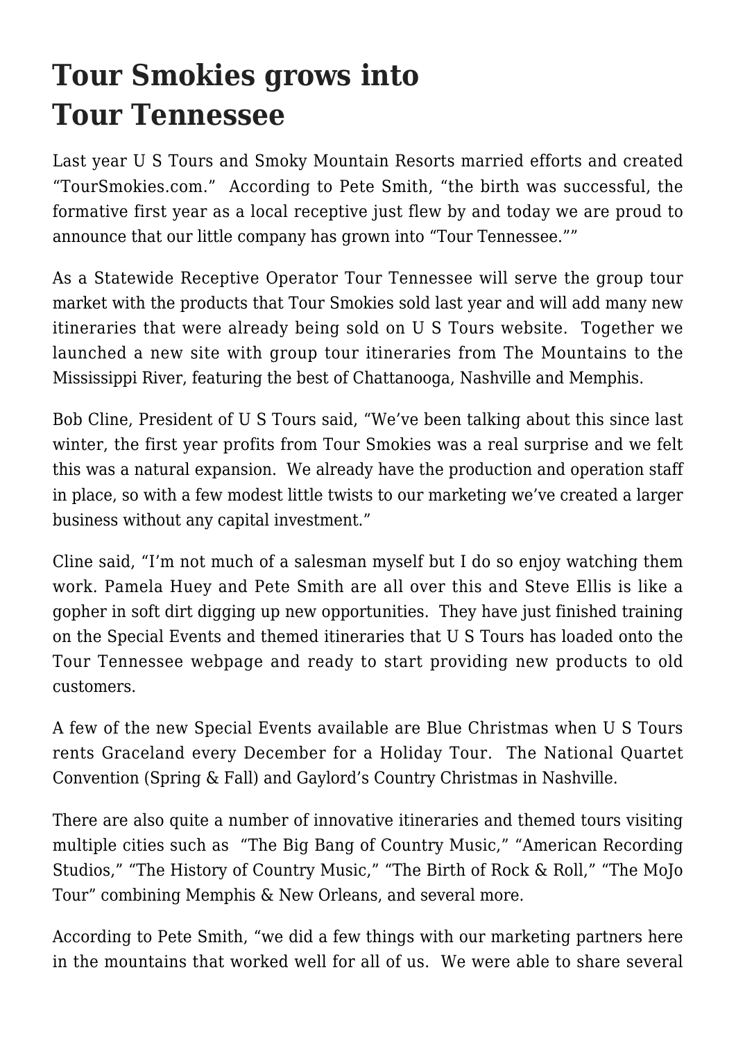# Tour Smokies grows into Tour Tennessee

Last year U S Tours and Smoky Mountain Resorts married efforts and created "TourSmokies.com." According to Pete Smith, "the birth was successful, the formative first year as a local receptive just flew by and today we are proud to announce that our little company has grown into "Tour Tennessee.""

As a Statewide Receptive Operator Tour Tennessee will serve the group tour market with the products that Tour Smokies sold last year and will add many new itineraries that were already being sold on U S Tours website. Together we launched a new site with group tour itineraries from The Mountains to the Mississippi River, featuring the best of Chattanooga, Nashville and Memphis.

Bob Cline, President of U S Tours said, "We've been talking about this since last winter, the first year profits from Tour Smokies was a real surprise and we felt this was a natural expansion. We already have the production and operation staff in place, so with a few modest little twists to our marketing we've created a larger business without any capital investment."

Cline said, "I'm not much of a salesman myself but I do so enjoy watching them work. Pamela Huey and Pete Smith are all over this and Steve Ellis is like a gopher in soft dirt digging up new opportunities. They have just finished training on the Special Events and themed itineraries that U S Tours has loaded onto the Tour Tennessee webpage and ready to start providing new products to old customers.

A few of the new Special Events available are Blue Christmas when U S Tours rents Graceland every December for a Holiday Tour. The National Quartet Convention (Spring & Fall) and Gaylord's Country Christmas in Nashville.

There are also quite a number of innovative itineraries and themed tours visiting multiple cities such as "The Big Bang of Country Music," "American Recording Studios," "The History of Country Music," "The Birth of Rock & Roll," "The MoJo Tour" combining Memphis & New Orleans, and several more.

According to Pete Smith, "we did a few things with our marketing partners here in the mountains that worked well for all of us. We were able to share several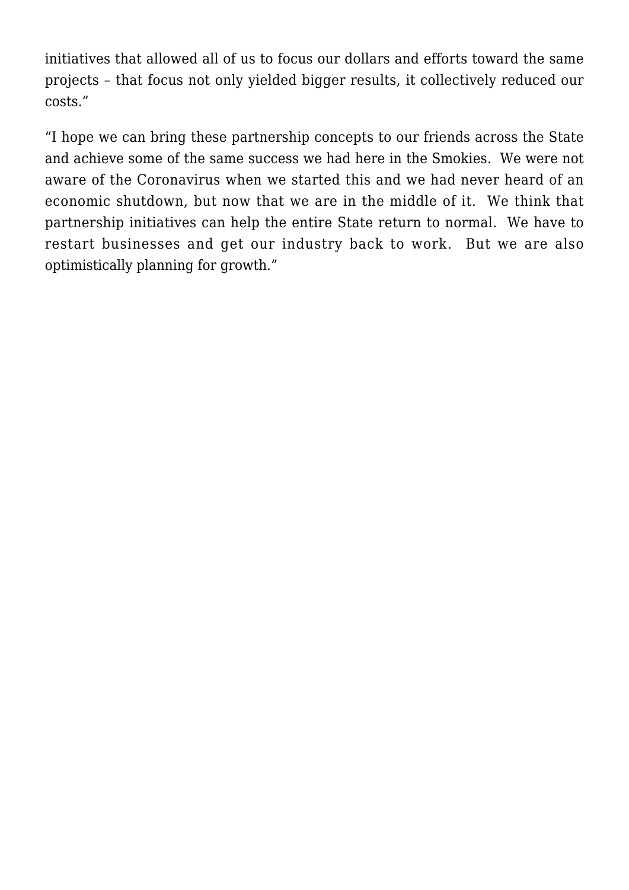initiatives that allowed all of us to focus our dollars and efforts toward the same projects – that focus not only yielded bigger results, it collectively reduced our costs."

"I hope we can bring these partnership concepts to our friends across the State and achieve some of the same success we had here in the Smokies. We were not aware of the Coronavirus when we started this and we had never heard of an economic shutdown, but now that we are in the middle of it. We think that partnership initiatives can help the entire State return to normal. We have to restart businesses and get our industry back to work. But we are also optimistically planning for growth."